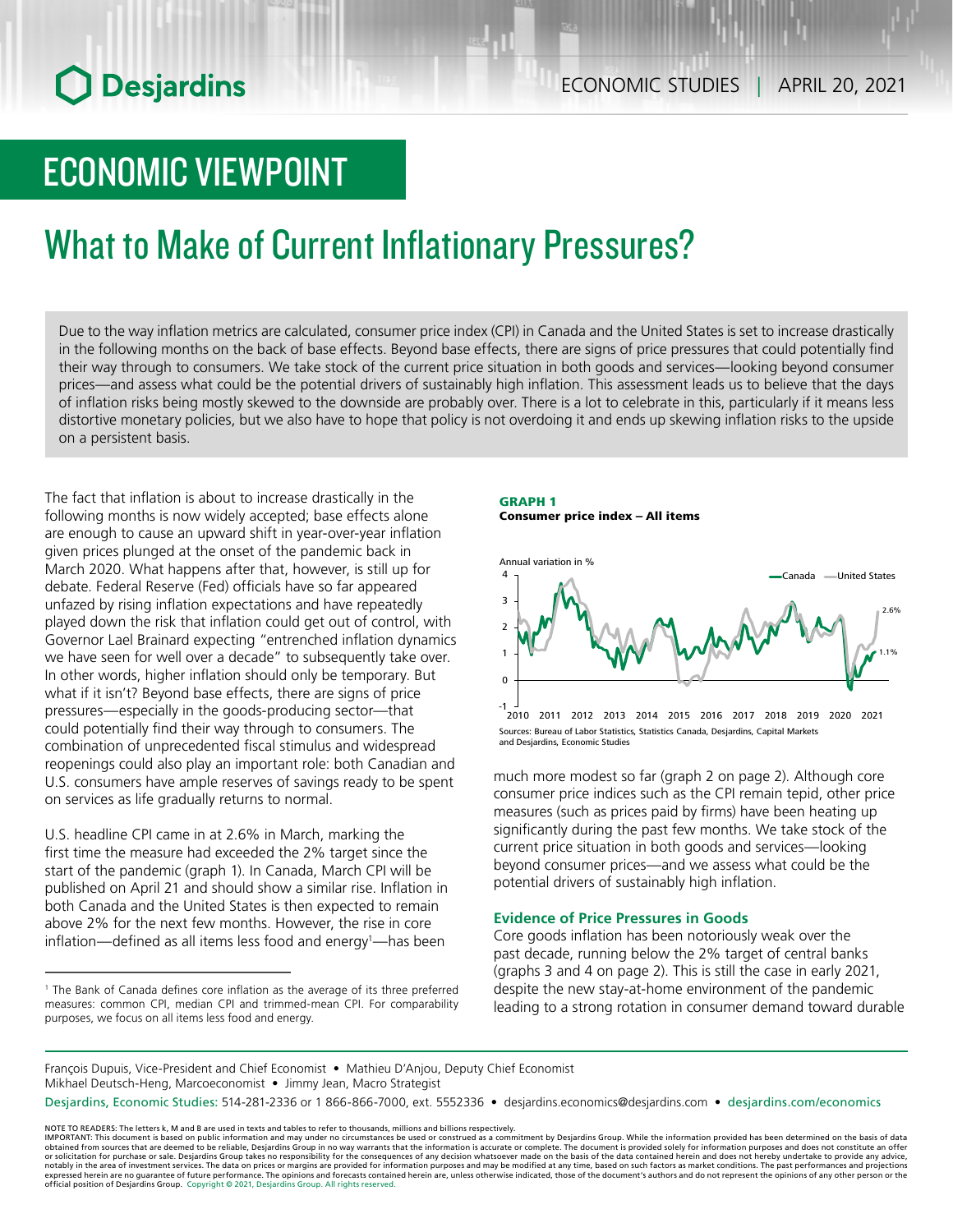ECONOMIC STUDIES | APRIL 20, 2021

# ECONOMIC VIEWPOINT

## What to Make of Current Inflationary Pressures?

Due to the way inflation metrics are calculated, consumer price index (CPI) in Canada and the United States is set to increase drastically in the following months on the back of base effects. Beyond base effects, there are signs of price pressures that could potentially find their way through to consumers. We take stock of the current price situation in both goods and services—looking beyond consumer prices—and assess what could be the potential drivers of sustainably high inflation. This assessment leads us to believe that the days of inflation risks being mostly skewed to the downside are probably over. There is a lot to celebrate in this, particularly if it means less distortive monetary policies, but we also have to hope that policy is not overdoing it and ends up skewing inflation risks to the upside on a persistent basis.

The fact that inflation is about to increase drastically in the following months is now widely accepted; base effects alone are enough to cause an upward shift in year-over-year inflation given prices plunged at the onset of the pandemic back in March 2020. What happens after that, however, is still up for debate. Federal Reserve (Fed) officials have so far appeared unfazed by rising inflation expectations and have repeatedly played down the risk that inflation could get out of control, with Governor Lael Brainard expecting "entrenched inflation dynamics we have seen for well over a decade" to subsequently take over. In other words, higher inflation should only be temporary. But what if it isn't? Beyond base effects, there are signs of price pressures—especially in the goods-producing sector—that could potentially find their way through to consumers. The combination of unprecedented fiscal stimulus and widespread reopenings could also play an important role: both Canadian and U.S. consumers have ample reserves of savings ready to be spent on services as life gradually returns to normal.

U.S. headline CPI came in at 2.6% in March, marking the first time the measure had exceeded the 2% target since the start of the pandemic (graph 1). In Canada, March CPI will be published on April 21 and should show a similar rise. Inflation in both Canada and the United States is then expected to remain above 2% for the next few months. However, the rise in core inflation—defined as all items less food and energy[1]—has been much more modest so far (graph 2 on page 2). Although core consumer price indices such as the CPI remain tepid, other price measures (such as prices paid by firms) have been heating up significantly during the past few months. We take stock of the current price situation in both goods and services—looking beyond consumer prices—and we assess what could be the potential drivers of sustainably high inflation.

**GRAPH 1**
**Consumer price index – All items**

Sources: Bureau of Labor Statistics, Statistics Canada, Desjardins, Capital Markets and Desjardins, Economic Studies

### Evidence of Price Pressures in Goods

Core goods inflation has been notoriously weak over the past decade, running below the 2% target of central banks (graphs 3 and 4 on page 2). This is still the case in early 2021, despite the new stay-at-home environment of the pandemic leading to a strong rotation in consumer demand toward durable

[1] The Bank of Canada defines core inflation as the average of its three preferred measures: common CPI, median CPI and trimmed-mean CPI. For comparability purposes, we focus on all items less food and energy.

François Dupuis, Vice-President and Chief Economist • Mathieu D'Anjou, Deputy Chief Economist
Mikhael Deutsch-Heng, Marcoeconomist • Jimmy Jean, Macro Strategist

Desjardins, Economic Studies: 514-281-2336 or 1 866-866-7000, ext. 5552336 • desjardins.economics@desjardins.com • desjardins.com/economics

NOTE TO READERS: The letters k, M and B are used in texts and tables to refer to thousands, millions and billions respectively.
IMPORTANT: This document is based on public information and may under no circumstances be used or construed as a commitment by Desjardins Group. While the information provided has been determined on the basis of data obtained from sources that are deemed to be reliable, Desjardins Group in no way warrants that the information is accurate or complete. The document is provided solely for information purposes and does not constitute an offer or solicitation for purchase or sale. Desjardins Group takes no responsibility for the consequences of any decision whatsoever made on the basis of the data contained herein and does not hereby undertake to provide any advice, notably in the area of investment services. The data on prices or margins are provided for information purposes and may be modified at any time, based on such factors as market conditions. The past performances and projections expressed herein are no guarantee of future performance. The opinions and forecasts contained herein are, unless otherwise indicated, those of the document's authors and do not represent the opinions of any other person or the official position of Desjardins Group. Copyright © 2021, Desjardins Group. All rights reserved.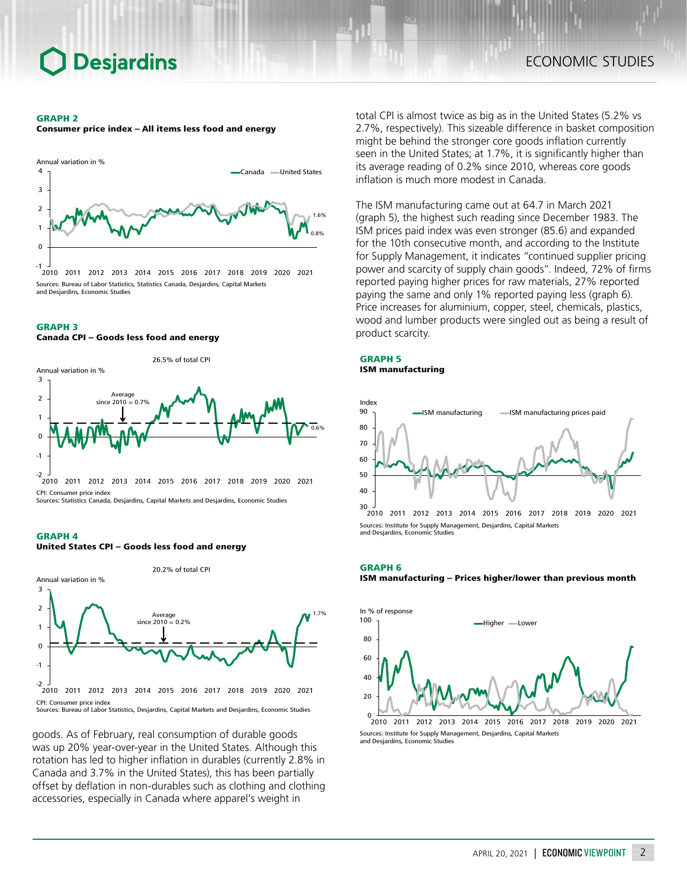**GRAPH 2**
**Consumer price index – All items less food and energy**

Sources: Bureau of Labor Statistics, Statistics Canada, Desjardins, Capital Markets and Desjardins, Economic Studies

**GRAPH 3**
**Canada CPI – Goods less food and energy**

CPI: Consumer price index
Sources: Statistics Canada, Desjardins, Capital Markets and Desjardins, Economic Studies

**GRAPH 4**
**United States CPI – Goods less food and energy**

CPI: Consumer price index
Sources: Bureau of Labor Statistics, Desjardins, Capital Markets and Desjardins, Economic Studies

goods. As of February, real consumption of durable goods was up 20% year-over-year in the United States. Although this rotation has led to higher inflation in durables (currently 2.8% in Canada and 3.7% in the United States), this has been partially offset by deflation in non-durables such as clothing and clothing accessories, especially in Canada where apparel's weight in total CPI is almost twice as big as in the United States (5.2% vs 2.7%, respectively). This sizeable difference in basket composition might be behind the stronger core goods inflation currently seen in the United States; at 1.7%, it is significantly higher than its average reading of 0.2% since 2010, whereas core goods inflation is much more modest in Canada.

The ISM manufacturing came out at 64.7 in March 2021 (graph 5), the highest such reading since December 1983. The ISM prices paid index was even stronger (85.6) and expanded for the 10th consecutive month, and according to the Institute for Supply Management, it indicates "continued supplier pricing power and scarcity of supply chain goods". Indeed, 72% of firms reported paying higher prices for raw materials, 27% reported paying the same and only 1% reported paying less (graph 6). Price increases for aluminium, copper, steel, chemicals, plastics, wood and lumber products were singled out as being a result of product scarcity.

**GRAPH 5**
**ISM manufacturing**

Sources: Institute for Supply Management, Desjardins, Capital Markets and Desjardins, Economic Studies

**GRAPH 6**
**ISM manufacturing – Prices higher/lower than previous month**

Sources: Institute for Supply Management, Desjardins, Capital Markets and Desjardins, Economic Studies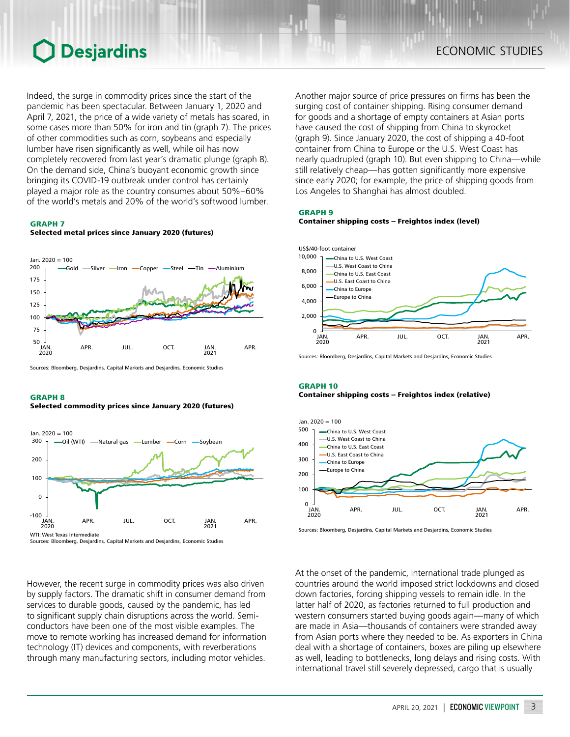Indeed, the surge in commodity prices since the start of the pandemic has been spectacular. Between January 1, 2020 and April 7, 2021, the price of a wide variety of metals has soared, in some cases more than 50% for iron and tin (graph 7). The prices of other commodities such as corn, soybeans and especially lumber have risen significantly as well, while oil has now completely recovered from last year's dramatic plunge (graph 8). On the demand side, China's buoyant economic growth since bringing its COVID-19 outbreak under control has certainly played a major role as the country consumes about 50%–60% of the world's metals and 20% of the world's softwood lumber.

**GRAPH 7**
**Selected metal prices since January 2020 (futures)**

Sources: Bloomberg, Desjardins, Capital Markets and Desjardins, Economic Studies

**GRAPH 8**
**Selected commodity prices since January 2020 (futures)**

WTI: West Texas Intermediate
Sources: Bloomberg, Desjardins, Capital Markets and Desjardins, Economic Studies

However, the recent surge in commodity prices was also driven by supply factors. The dramatic shift in consumer demand from services to durable goods, caused by the pandemic, has led to significant supply chain disruptions across the world. Semi-conductors have been one of the most visible examples. The move to remote working has increased demand for information technology (IT) devices and components, with reverberations through many manufacturing sectors, including motor vehicles.

Another major source of price pressures on firms has been the surging cost of container shipping. Rising consumer demand for goods and a shortage of empty containers at Asian ports have caused the cost of shipping from China to skyrocket (graph 9). Since January 2020, the cost of shipping a 40-foot container from China to Europe or the U.S. West Coast has nearly quadrupled (graph 10). But even shipping to China—while still relatively cheap—has gotten significantly more expensive since early 2020; for example, the price of shipping goods from Los Angeles to Shanghai has almost doubled.

**GRAPH 9**
**Container shipping costs – Freightos index (level)**

Sources: Bloomberg, Desjardins, Capital Markets and Desjardins, Economic Studies

**GRAPH 10**
**Container shipping costs – Freightos index (relative)**

Sources: Bloomberg, Desjardins, Capital Markets and Desjardins, Economic Studies

At the onset of the pandemic, international trade plunged as countries around the world imposed strict lockdowns and closed down factories, forcing shipping vessels to remain idle. In the latter half of 2020, as factories returned to full production and western consumers started buying goods again—many of which are made in Asia—thousands of containers were stranded away from Asian ports where they needed to be. As exporters in China deal with a shortage of containers, boxes are piling up elsewhere as well, leading to bottlenecks, long delays and rising costs. With international travel still severely depressed, cargo that is usually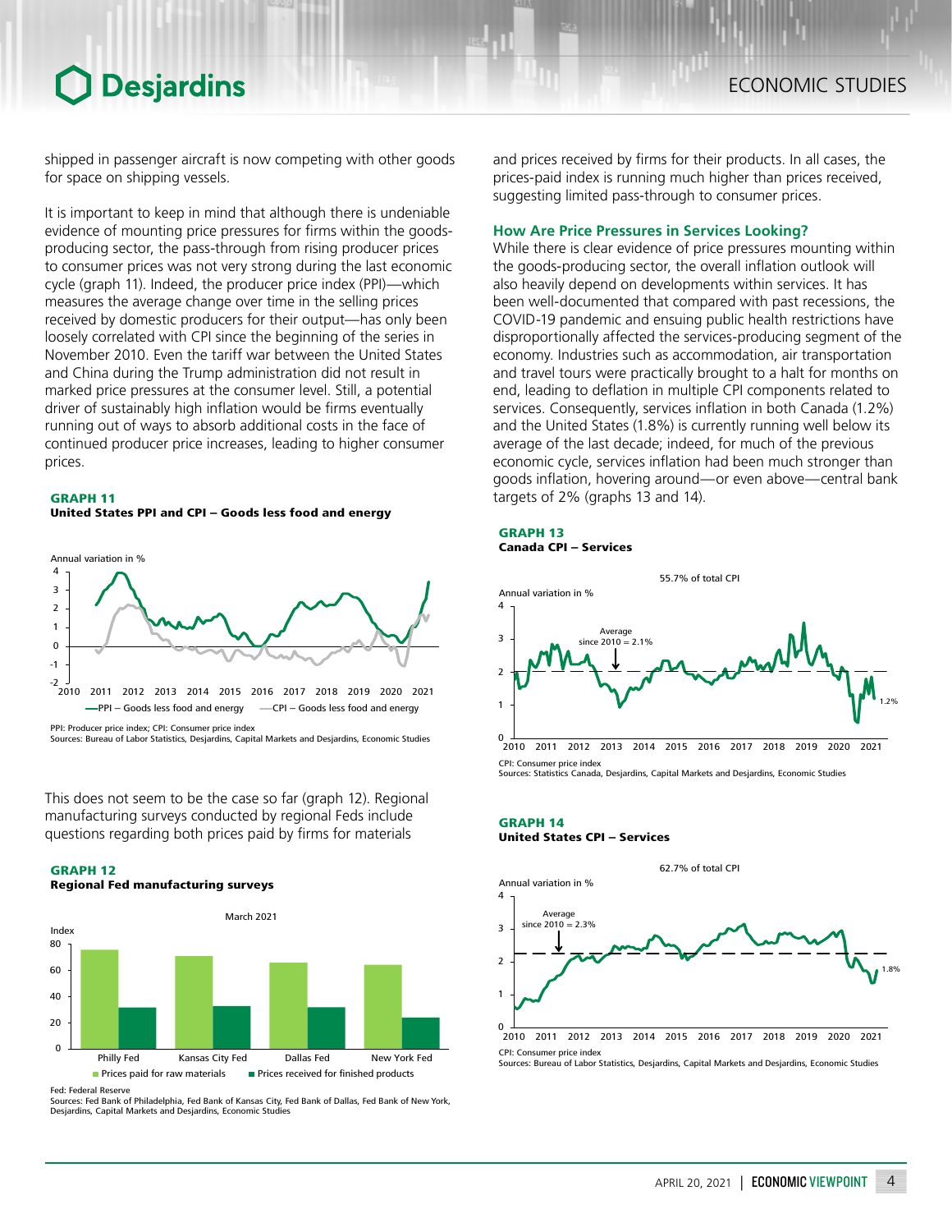shipped in passenger aircraft is now competing with other goods for space on shipping vessels.

It is important to keep in mind that although there is undeniable evidence of mounting price pressures for firms within the goods-producing sector, the pass-through from rising producer prices to consumer prices was not very strong during the last economic cycle (graph 11). Indeed, the producer price index (PPI)—which measures the average change over time in the selling prices received by domestic producers for their output—has only been loosely correlated with CPI since the beginning of the series in November 2010. Even the tariff war between the United States and China during the Trump administration did not result in marked price pressures at the consumer level. Still, a potential driver of sustainably high inflation would be firms eventually running out of ways to absorb additional costs in the face of continued producer price increases, leading to higher consumer prices.

**GRAPH 11**
**United States PPI and CPI – Goods less food and energy**

PPI: Producer price index; CPI: Consumer price index
Sources: Bureau of Labor Statistics, Desjardins, Capital Markets and Desjardins, Economic Studies

This does not seem to be the case so far (graph 12). Regional manufacturing surveys conducted by regional Feds include questions regarding both prices paid by firms for materials and prices received by firms for their products. In all cases, the prices-paid index is running much higher than prices received, suggesting limited pass-through to consumer prices.

**GRAPH 12**
**Regional Fed manufacturing surveys**

Fed: Federal Reserve
Sources: Fed Bank of Philadelphia, Fed Bank of Kansas City, Fed Bank of Dallas, Fed Bank of New York, Desjardins, Capital Markets and Desjardins, Economic Studies

### How Are Price Pressures in Services Looking?

While there is clear evidence of price pressures mounting within the goods-producing sector, the overall inflation outlook will also heavily depend on developments within services. It has been well-documented that compared with past recessions, the COVID-19 pandemic and ensuing public health restrictions have disproportionally affected the services-producing segment of the economy. Industries such as accommodation, air transportation and travel tours were practically brought to a halt for months on end, leading to deflation in multiple CPI components related to services. Consequently, services inflation in both Canada (1.2%) and the United States (1.8%) is currently running well below its average of the last decade; indeed, for much of the previous economic cycle, services inflation had been much stronger than goods inflation, hovering around—or even above—central bank targets of 2% (graphs 13 and 14).

**GRAPH 13**
**Canada CPI – Services**

CPI: Consumer price index
Sources: Statistics Canada, Desjardins, Capital Markets and Desjardins, Economic Studies

**GRAPH 14**
**United States CPI – Services**

CPI: Consumer price index
Sources: Bureau of Labor Statistics, Desjardins, Capital Markets and Desjardins, Economic Studies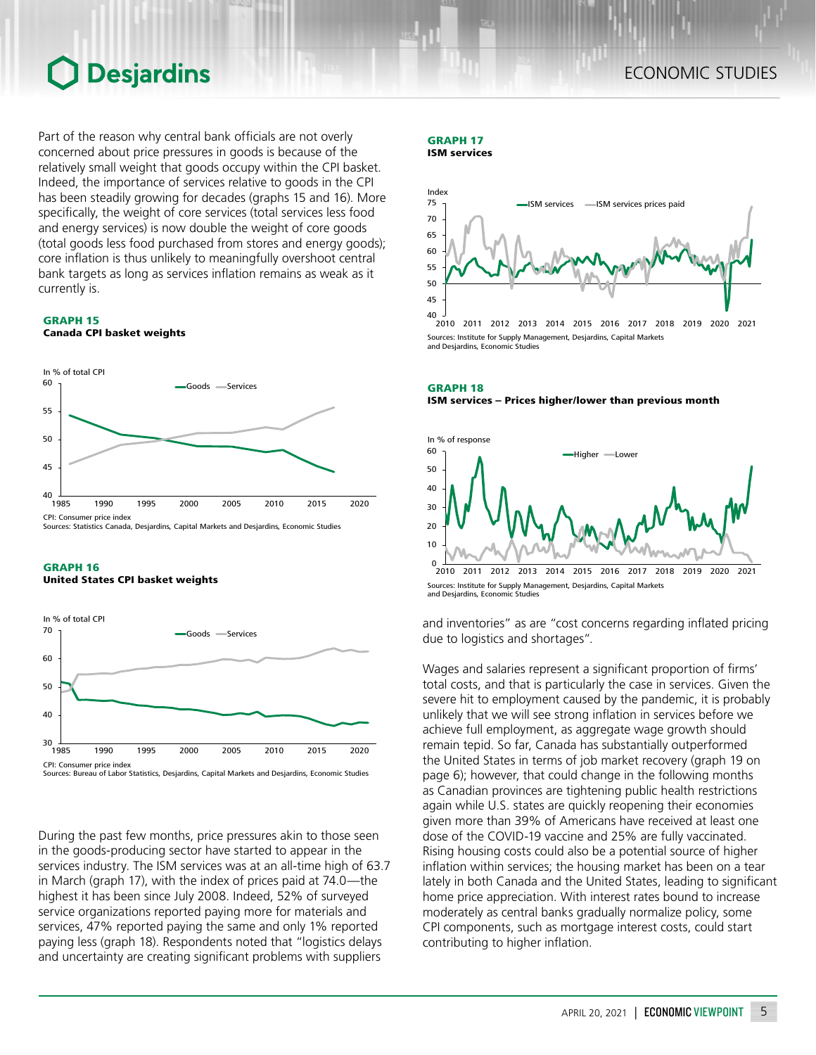Part of the reason why central bank officials are not overly concerned about price pressures in goods is because of the relatively small weight that goods occupy within the CPI basket. Indeed, the importance of services relative to goods in the CPI has been steadily growing for decades (graphs 15 and 16). More specifically, the weight of core services (total services less food and energy services) is now double the weight of core goods (total goods less food purchased from stores and energy goods); core inflation is thus unlikely to meaningfully overshoot central bank targets as long as services inflation remains as weak as it currently is.

**GRAPH 15**
**Canada CPI basket weights**

CPI: Consumer price index
Sources: Statistics Canada, Desjardins, Capital Markets and Desjardins, Economic Studies

**GRAPH 16**
**United States CPI basket weights**

CPI: Consumer price index
Sources: Bureau of Labor Statistics, Desjardins, Capital Markets and Desjardins, Economic Studies

During the past few months, price pressures akin to those seen in the goods-producing sector have started to appear in the services industry. The ISM services was at an all-time high of 63.7 in March (graph 17), with the index of prices paid at 74.0—the highest it has been since July 2008. Indeed, 52% of surveyed service organizations reported paying more for materials and services, 47% reported paying the same and only 1% reported paying less (graph 18). Respondents noted that "logistics delays and uncertainty are creating significant problems with suppliers and inventories" as are "cost concerns regarding inflated pricing due to logistics and shortages".

**GRAPH 17**
**ISM services**

Sources: Institute for Supply Management, Desjardins, Capital Markets and Desjardins, Economic Studies

**GRAPH 18**
**ISM services – Prices higher/lower than previous month**

Sources: Institute for Supply Management, Desjardins, Capital Markets and Desjardins, Economic Studies

Wages and salaries represent a significant proportion of firms' total costs, and that is particularly the case in services. Given the severe hit to employment caused by the pandemic, it is probably unlikely that we will see strong inflation in services before we achieve full employment, as aggregate wage growth should remain tepid. So far, Canada has substantially outperformed the United States in terms of job market recovery (graph 19 on page 6); however, that could change in the following months as Canadian provinces are tightening public health restrictions again while U.S. states are quickly reopening their economies given more than 39% of Americans have received at least one dose of the COVID-19 vaccine and 25% are fully vaccinated. Rising housing costs could also be a potential source of higher inflation within services; the housing market has been on a tear lately in both Canada and the United States, leading to significant home price appreciation. With interest rates bound to increase moderately as central banks gradually normalize policy, some CPI components, such as mortgage interest costs, could start contributing to higher inflation.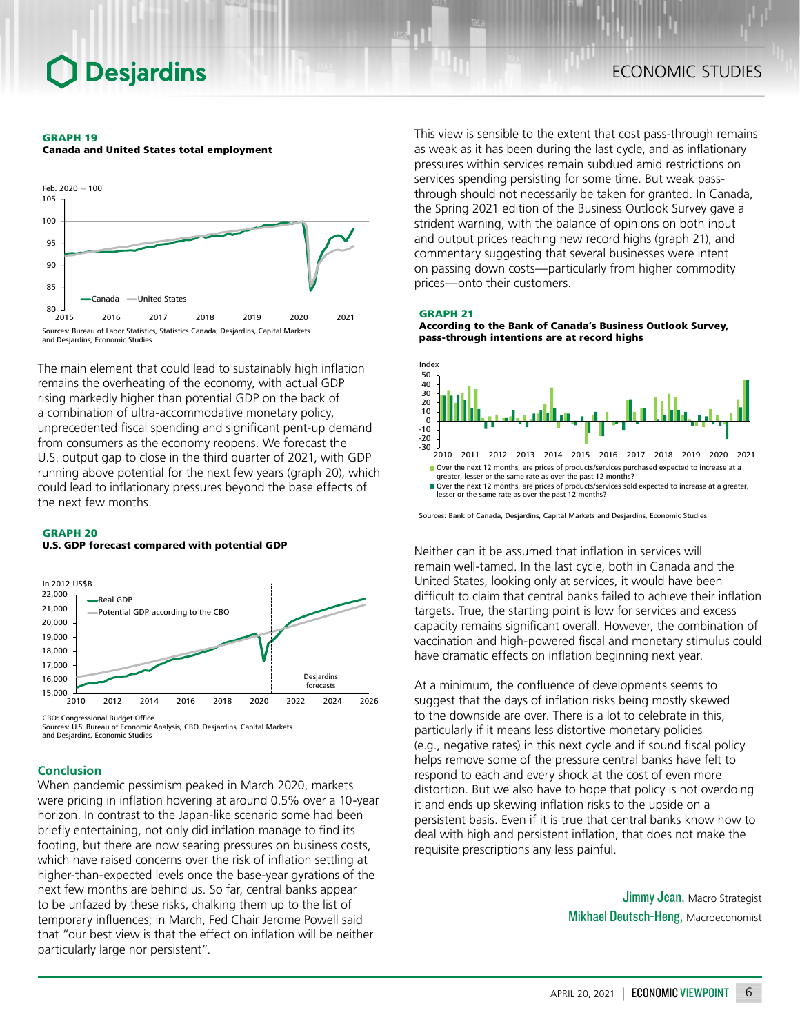**GRAPH 19**
**Canada and United States total employment**

Feb. 2020 = 100
105
100
95
90
85
80
2015 2016 2017 2018 2019 2020 2021
Canada
United States

Sources: Bureau of Labor Statistics, Statistics Canada, Desjardins, Capital Markets and Desjardins, Economic Studies

The main element that could lead to sustainably high inflation remains the overheating of the economy, with actual GDP rising markedly higher than potential GDP on the back of a combination of ultra-accommodative monetary policy, unprecedented fiscal spending and significant pent-up demand from consumers as the economy reopens. We forecast the U.S. output gap to close in the third quarter of 2021, with GDP running above potential for the next few years (graph 20), which could lead to inflationary pressures beyond the base effects of the next few months.

**GRAPH 20**
**U.S. GDP forecast compared with potential GDP**

In 2012 US$B
22,000
21,000
20,000
19,000
18,000
17,000
16,000
15,000
2010 2012 2014 2016 2018 2020 2022 2024 2026
Real GDP
Potential GDP according to the CBO
Desjardins forecasts

CBO: Congressional Budget Office
Sources: U.S. Bureau of Economic Analysis, CBO, Desjardins, Capital Markets and Desjardins, Economic Studies

## Conclusion

When pandemic pessimism peaked in March 2020, markets were pricing in inflation hovering at around 0.5% over a 10-year horizon. In contrast to the Japan-like scenario some had been briefly entertaining, not only did inflation manage to find its footing, but there are now searing pressures on business costs, which have raised concerns over the risk of inflation settling at higher-than-expected levels once the base-year gyrations of the next few months are behind us. So far, central banks appear to be unfazed by these risks, chalking them up to the list of temporary influences; in March, Fed Chair Jerome Powell said that "our best view is that the effect on inflation will be neither particularly large nor persistent".

This view is sensible to the extent that cost pass-through remains as weak as it has been during the last cycle, and as inflationary pressures within services remain subdued amid restrictions on services spending persisting for some time. But weak pass-through should not necessarily be taken for granted. In Canada, the Spring 2021 edition of the Business Outlook Survey gave a strident warning, with the balance of opinions on both input and output prices reaching new record highs (graph 21), and commentary suggesting that several businesses were intent on passing down costs—particularly from higher commodity prices—onto their customers.

**GRAPH 21**
**According to the Bank of Canada's Business Outlook Survey, pass-through intentions are at record highs**

Index
50
40
30
20
10
0
-10
-20
-30
2010 2011 2012 2013 2014 2015 2016 2017 2018 2019 2020 2021
Over the next 12 months, are prices of products/services purchased expected to increase at a greater, lesser or the same rate as over the past 12 months?
Over the next 12 months, are prices of products/services sold expected to increase at a greater, lesser or the same rate as over the past 12 months?

Sources: Bank of Canada, Desjardins, Capital Markets and Desjardins, Economic Studies

Neither can it be assumed that inflation in services will remain well-tamed. In the last cycle, both in Canada and the United States, looking only at services, it would have been difficult to claim that central banks failed to achieve their inflation targets. True, the starting point is low for services and excess capacity remains significant overall. However, the combination of vaccination and high-powered fiscal and monetary stimulus could have dramatic effects on inflation beginning next year.

At a minimum, the confluence of developments seems to suggest that the days of inflation risks being mostly skewed to the downside are over. There is a lot to celebrate in this, particularly if it means less distortive monetary policies (e.g., negative rates) in this next cycle and if sound fiscal policy helps remove some of the pressure central banks have felt to respond to each and every shock at the cost of even more distortion. But we also have to hope that policy is not overdoing it and ends up skewing inflation risks to the upside on a persistent basis. Even if it is true that central banks know how to deal with high and persistent inflation, that does not make the requisite prescriptions any less painful.

Jimmy Jean, Macro Strategist
Mikhael Deutsch-Heng, Macroeconomist